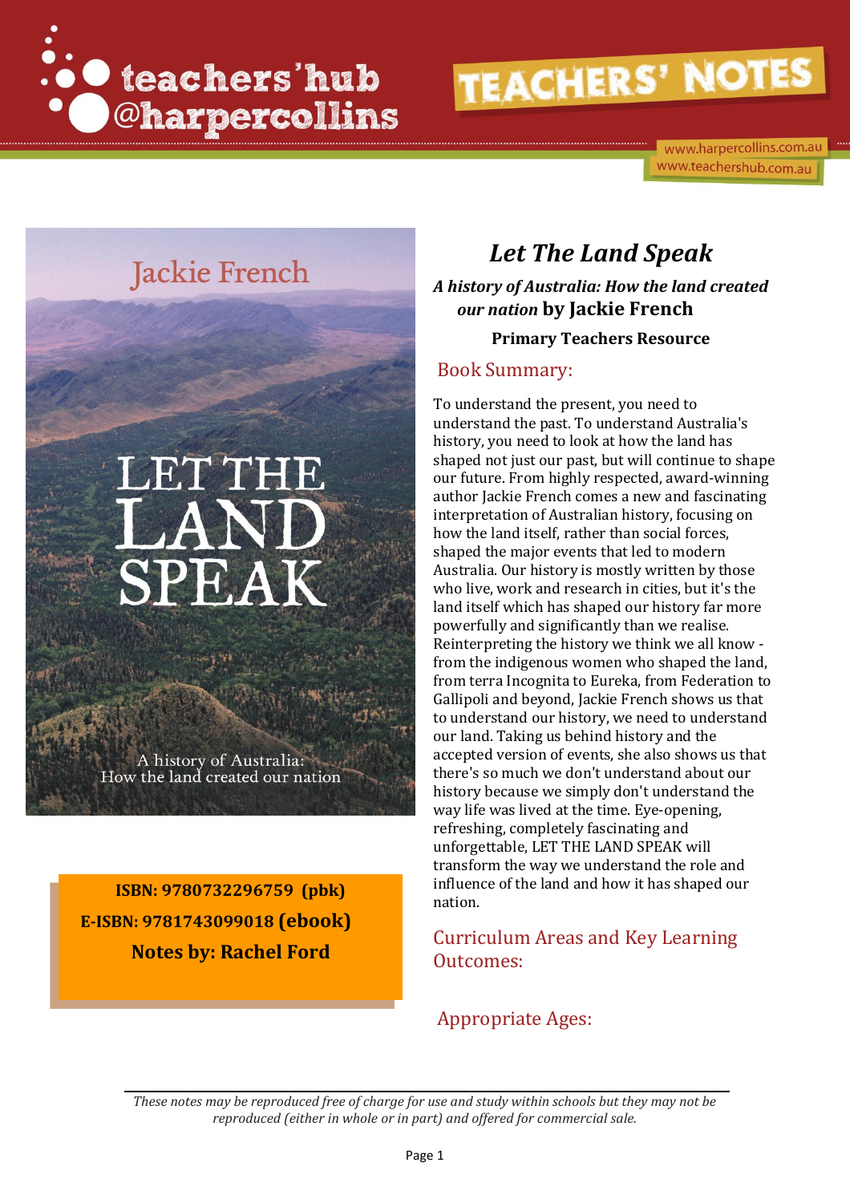teachers'hub @harpercollins

TEACHERS' NOTES

www.harpercollins.com.au
www.teachershub.com.au

Jackie French

LET THE LAND SPEAK

A history of Australia: How the land created our nation

**ISBN: 9780732296759 (pbk)**
**E-ISBN: 9781743099018 (ebook)**
**Notes by: Rachel Ford**

# *Let The Land Speak*

***A history of Australia: How the land created our nation* by Jackie French**

**Primary Teachers Resource**

## Book Summary:

To understand the present, you need to understand the past. To understand Australia's history, you need to look at how the land has shaped not just our past, but will continue to shape our future. From highly respected, award-winning author Jackie French comes a new and fascinating interpretation of Australian history, focusing on how the land itself, rather than social forces, shaped the major events that led to modern Australia. Our history is mostly written by those who live, work and research in cities, but it's the land itself which has shaped our history far more powerfully and significantly than we realise. Reinterpreting the history we think we all know - from the indigenous women who shaped the land, from terra Incognita to Eureka, from Federation to Gallipoli and beyond, Jackie French shows us that to understand our history, we need to understand our land. Taking us behind history and the accepted version of events, she also shows us that there's so much we don't understand about our history because we simply don't understand the way life was lived at the time. Eye-opening, refreshing, completely fascinating and unforgettable, LET THE LAND SPEAK will transform the way we understand the role and influence of the land and how it has shaped our nation.

## Curriculum Areas and Key Learning Outcomes:

## Appropriate Ages:

*These notes may be reproduced free of charge for use and study within schools but they may not be reproduced (either in whole or in part) and offered for commercial sale.*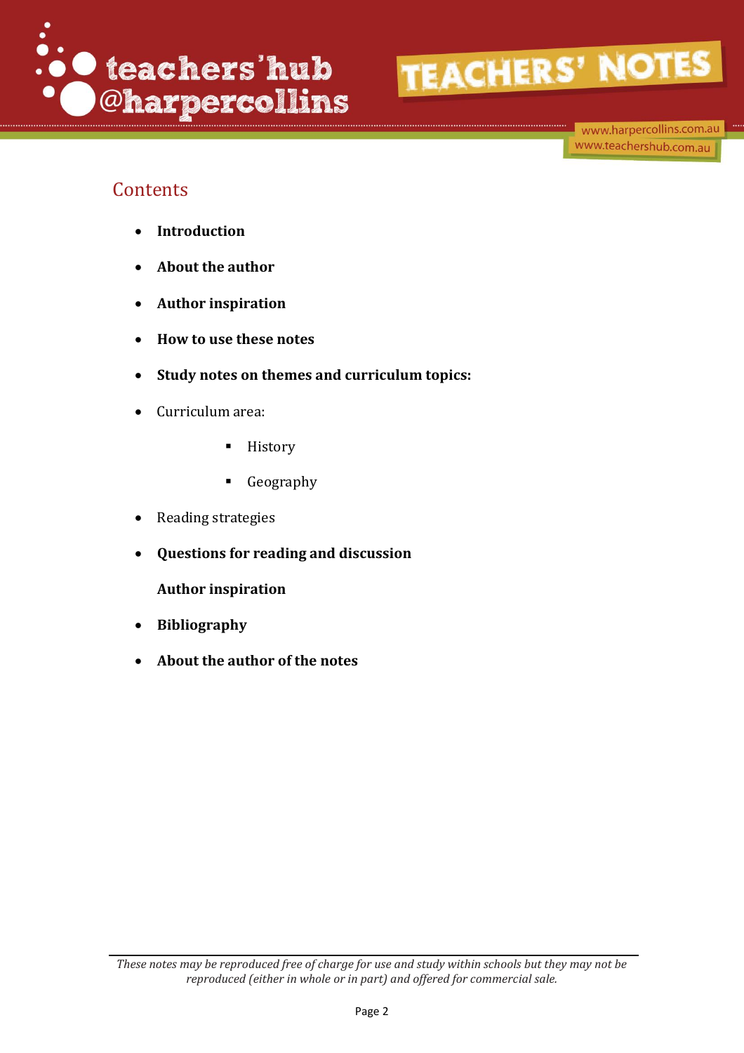## Contents

- **Introduction**
- **About the author**
- **Author inspiration**
- **How to use these notes**
- **Study notes on themes and curriculum topics:**
- Curriculum area:
    - History
    - Geography
- Reading strategies
- **Questions for reading and discussion**

  **Author inspiration**
- **Bibliography**
- **About the author of the notes**

*These notes may be reproduced free of charge for use and study within schools but they may not be reproduced (either in whole or in part) and offered for commercial sale.*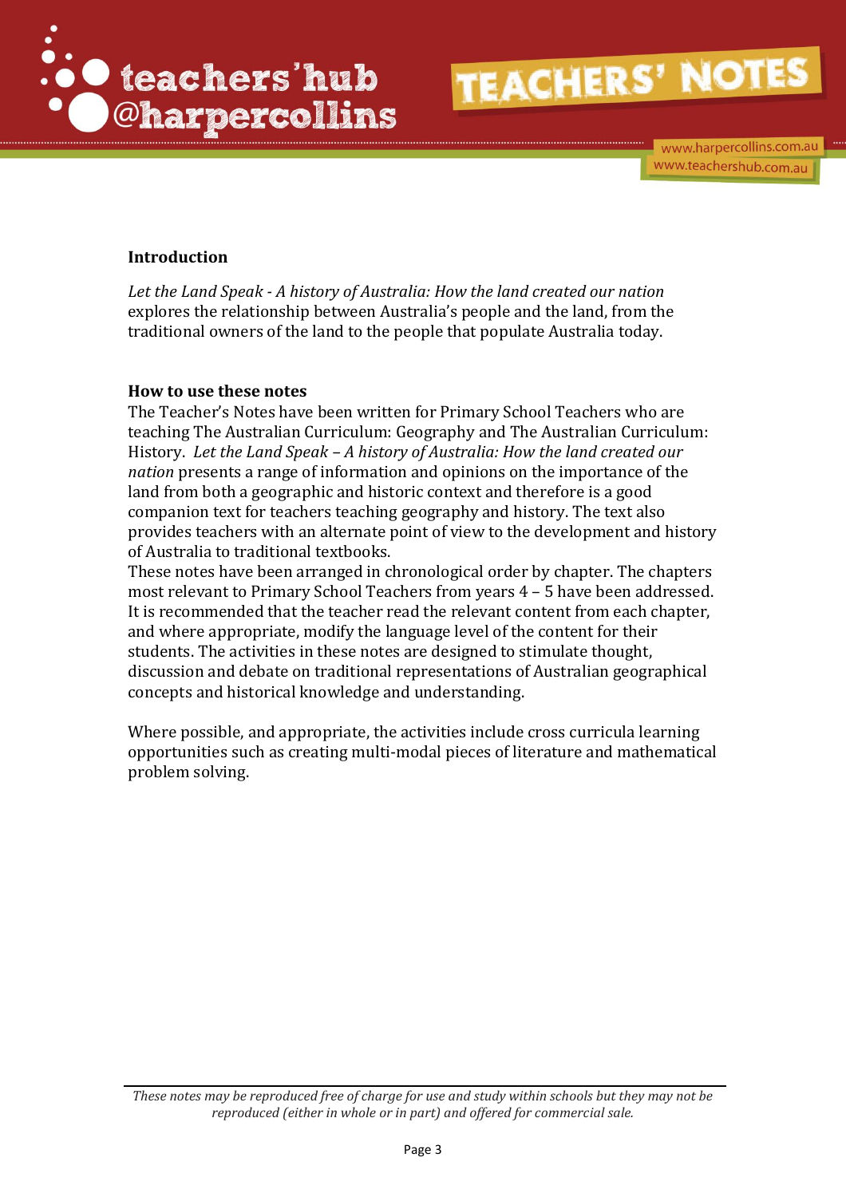**Introduction**

*Let the Land Speak - A history of Australia: How the land created our nation* explores the relationship between Australia's people and the land, from the traditional owners of the land to the people that populate Australia today.

**How to use these notes**

The Teacher's Notes have been written for Primary School Teachers who are teaching The Australian Curriculum: Geography and The Australian Curriculum: History. *Let the Land Speak – A history of Australia: How the land created our nation* presents a range of information and opinions on the importance of the land from both a geographic and historic context and therefore is a good companion text for teachers teaching geography and history. The text also provides teachers with an alternate point of view to the development and history of Australia to traditional textbooks.

These notes have been arranged in chronological order by chapter. The chapters most relevant to Primary School Teachers from years 4 – 5 have been addressed. It is recommended that the teacher read the relevant content from each chapter, and where appropriate, modify the language level of the content for their students. The activities in these notes are designed to stimulate thought, discussion and debate on traditional representations of Australian geographical concepts and historical knowledge and understanding.

Where possible, and appropriate, the activities include cross curricula learning opportunities such as creating multi-modal pieces of literature and mathematical problem solving.

*These notes may be reproduced free of charge for use and study within schools but they may not be reproduced (either in whole or in part) and offered for commercial sale.*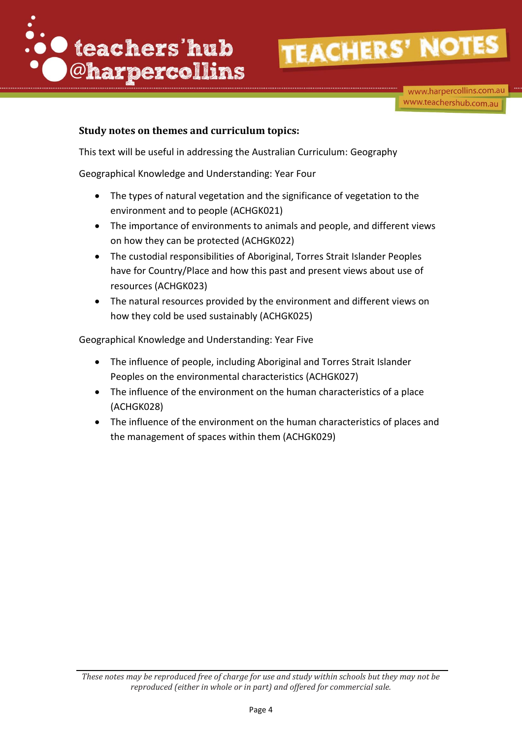**Study notes on themes and curriculum topics:**

This text will be useful in addressing the Australian Curriculum: Geography

Geographical Knowledge and Understanding: Year Four

- The types of natural vegetation and the significance of vegetation to the environment and to people (ACHGK021)
- The importance of environments to animals and people, and different views on how they can be protected (ACHGK022)
- The custodial responsibilities of Aboriginal, Torres Strait Islander Peoples have for Country/Place and how this past and present views about use of resources (ACHGK023)
- The natural resources provided by the environment and different views on how they cold be used sustainably (ACHGK025)

Geographical Knowledge and Understanding: Year Five

- The influence of people, including Aboriginal and Torres Strait Islander Peoples on the environmental characteristics (ACHGK027)
- The influence of the environment on the human characteristics of a place (ACHGK028)
- The influence of the environment on the human characteristics of places and the management of spaces within them (ACHGK029)

*These notes may be reproduced free of charge for use and study within schools but they may not be reproduced (either in whole or in part) and offered for commercial sale.*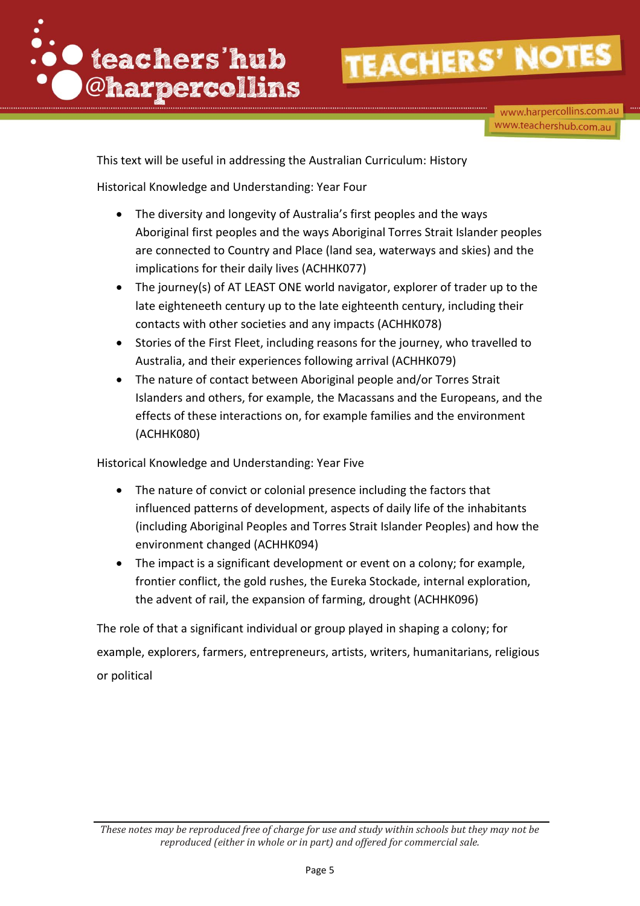This text will be useful in addressing the Australian Curriculum: History

Historical Knowledge and Understanding: Year Four

- The diversity and longevity of Australia's first peoples and the ways Aboriginal first peoples and the ways Aboriginal Torres Strait Islander peoples are connected to Country and Place (land sea, waterways and skies) and the implications for their daily lives (ACHHK077)
- The journey(s) of AT LEAST ONE world navigator, explorer of trader up to the late eighteneeth century up to the late eighteenth century, including their contacts with other societies and any impacts (ACHHK078)
- Stories of the First Fleet, including reasons for the journey, who travelled to Australia, and their experiences following arrival (ACHHK079)
- The nature of contact between Aboriginal people and/or Torres Strait Islanders and others, for example, the Macassans and the Europeans, and the effects of these interactions on, for example families and the environment (ACHHK080)

Historical Knowledge and Understanding: Year Five

- The nature of convict or colonial presence including the factors that influenced patterns of development, aspects of daily life of the inhabitants (including Aboriginal Peoples and Torres Strait Islander Peoples) and how the environment changed (ACHHK094)
- The impact is a significant development or event on a colony; for example, frontier conflict, the gold rushes, the Eureka Stockade, internal exploration, the advent of rail, the expansion of farming, drought (ACHHK096)

The role of that a significant individual or group played in shaping a colony; for example, explorers, farmers, entrepreneurs, artists, writers, humanitarians, religious or political

*These notes may be reproduced free of charge for use and study within schools but they may not be reproduced (either in whole or in part) and offered for commercial sale.*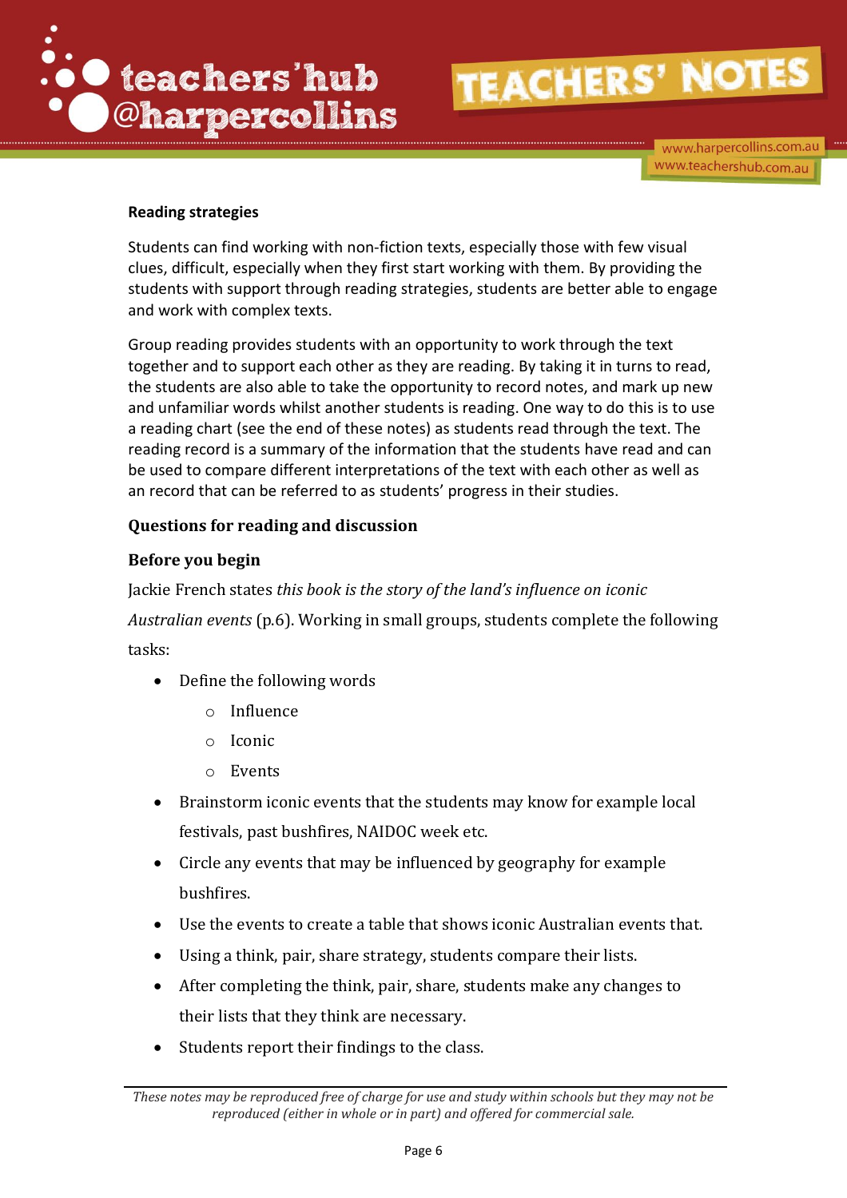**Reading strategies**

Students can find working with non-fiction texts, especially those with few visual clues, difficult, especially when they first start working with them. By providing the students with support through reading strategies, students are better able to engage and work with complex texts.

Group reading provides students with an opportunity to work through the text together and to support each other as they are reading. By taking it in turns to read, the students are also able to take the opportunity to record notes, and mark up new and unfamiliar words whilst another students is reading. One way to do this is to use a reading chart (see the end of these notes) as students read through the text. The reading record is a summary of the information that the students have read and can be used to compare different interpretations of the text with each other as well as an record that can be referred to as students' progress in their studies.

## Questions for reading and discussion

### Before you begin

Jackie French states *this book is the story of the land's influence on iconic Australian events* (p.6). Working in small groups, students complete the following tasks:

- Define the following words
  - Influence
  - Iconic
  - Events
- Brainstorm iconic events that the students may know for example local festivals, past bushfires, NAIDOC week etc.
- Circle any events that may be influenced by geography for example bushfires.
- Use the events to create a table that shows iconic Australian events that.
- Using a think, pair, share strategy, students compare their lists.
- After completing the think, pair, share, students make any changes to their lists that they think are necessary.
- Students report their findings to the class.

*These notes may be reproduced free of charge for use and study within schools but they may not be reproduced (either in whole or in part) and offered for commercial sale.*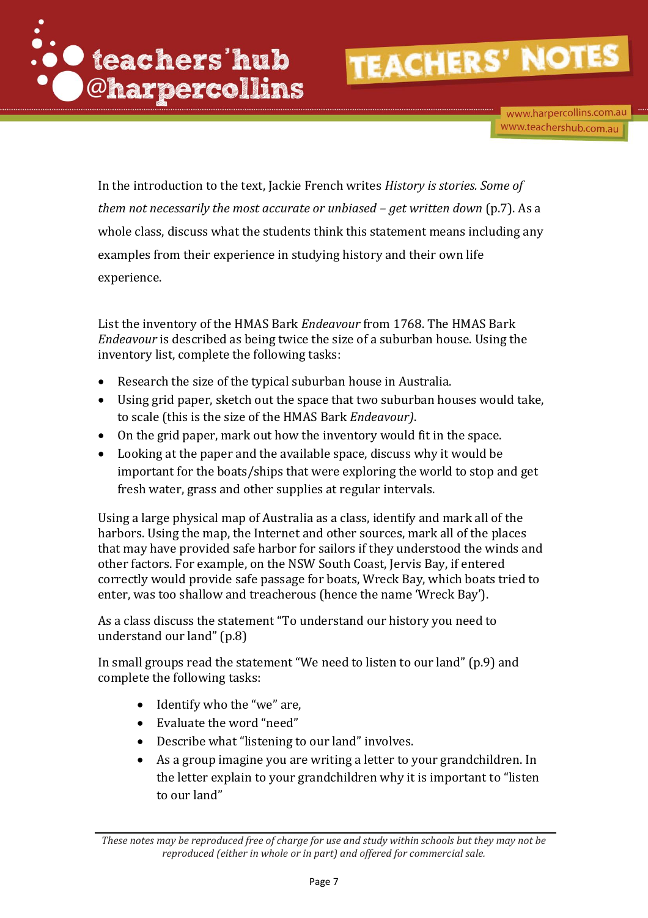In the introduction to the text, Jackie French writes *History is stories. Some of them not necessarily the most accurate or unbiased – get written down* (p.7). As a whole class, discuss what the students think this statement means including any examples from their experience in studying history and their own life experience.

List the inventory of the HMAS Bark *Endeavour* from 1768. The HMAS Bark *Endeavour* is described as being twice the size of a suburban house. Using the inventory list, complete the following tasks:

- Research the size of the typical suburban house in Australia.
- Using grid paper, sketch out the space that two suburban houses would take, to scale (this is the size of the HMAS Bark *Endeavour)*.
- On the grid paper, mark out how the inventory would fit in the space.
- Looking at the paper and the available space, discuss why it would be important for the boats/ships that were exploring the world to stop and get fresh water, grass and other supplies at regular intervals.

Using a large physical map of Australia as a class, identify and mark all of the harbors. Using the map, the Internet and other sources, mark all of the places that may have provided safe harbor for sailors if they understood the winds and other factors. For example, on the NSW South Coast, Jervis Bay, if entered correctly would provide safe passage for boats, Wreck Bay, which boats tried to enter, was too shallow and treacherous (hence the name 'Wreck Bay').

As a class discuss the statement "To understand our history you need to understand our land" (p.8)

In small groups read the statement "We need to listen to our land" (p.9) and complete the following tasks:

- Identify who the "we" are,
- Evaluate the word "need"
- Describe what "listening to our land" involves.
- As a group imagine you are writing a letter to your grandchildren. In the letter explain to your grandchildren why it is important to "listen to our land"

*These notes may be reproduced free of charge for use and study within schools but they may not be reproduced (either in whole or in part) and offered for commercial sale.*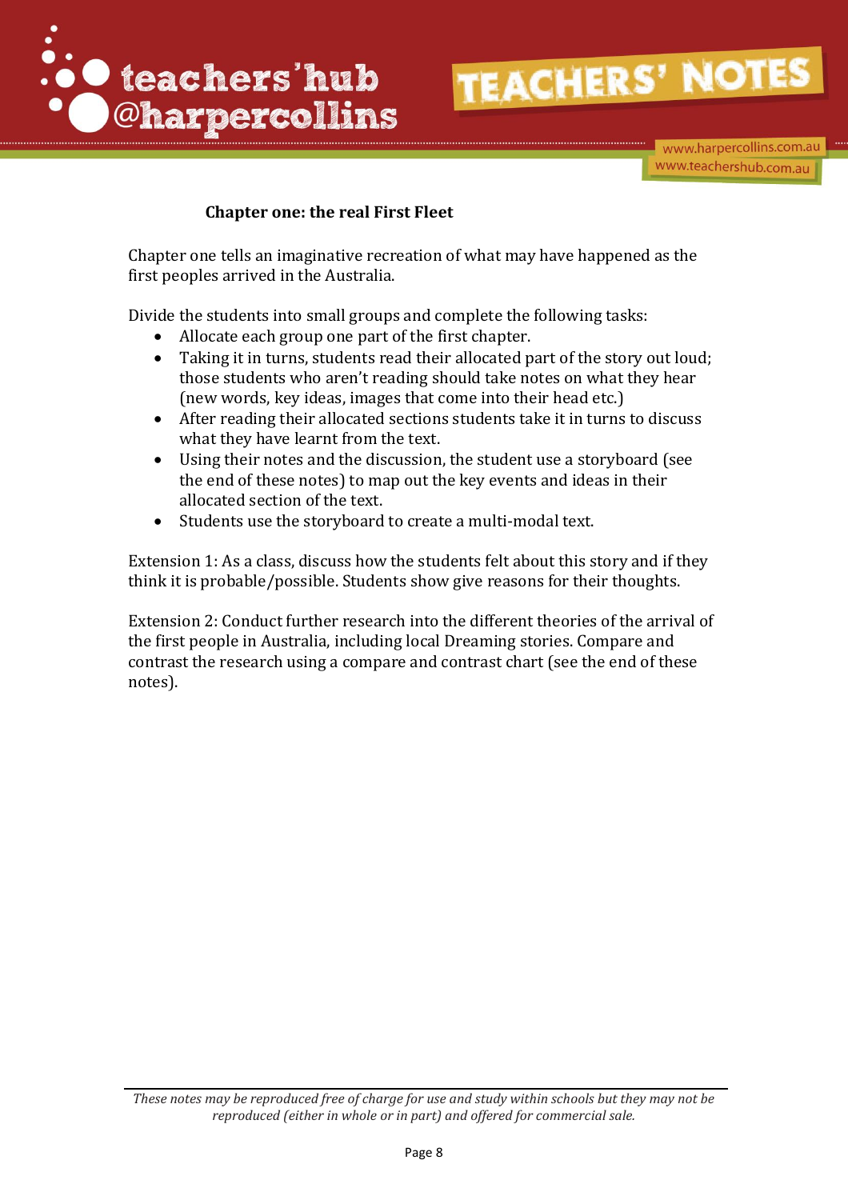## Chapter one: the real First Fleet

Chapter one tells an imaginative recreation of what may have happened as the first peoples arrived in the Australia.

Divide the students into small groups and complete the following tasks:

- Allocate each group one part of the first chapter.
- Taking it in turns, students read their allocated part of the story out loud; those students who aren't reading should take notes on what they hear (new words, key ideas, images that come into their head etc.)
- After reading their allocated sections students take it in turns to discuss what they have learnt from the text.
- Using their notes and the discussion, the student use a storyboard (see the end of these notes) to map out the key events and ideas in their allocated section of the text.
- Students use the storyboard to create a multi-modal text.

Extension 1: As a class, discuss how the students felt about this story and if they think it is probable/possible. Students show give reasons for their thoughts.

Extension 2: Conduct further research into the different theories of the arrival of the first people in Australia, including local Dreaming stories. Compare and contrast the research using a compare and contrast chart (see the end of these notes).

*These notes may be reproduced free of charge for use and study within schools but they may not be reproduced (either in whole or in part) and offered for commercial sale.*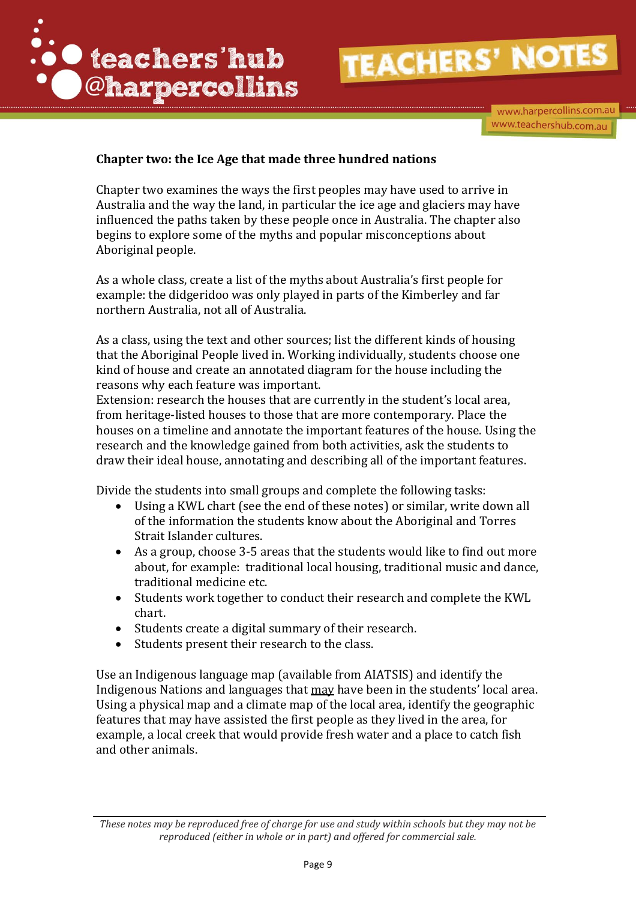**Chapter two: the Ice Age that made three hundred nations**

Chapter two examines the ways the first peoples may have used to arrive in Australia and the way the land, in particular the ice age and glaciers may have influenced the paths taken by these people once in Australia. The chapter also begins to explore some of the myths and popular misconceptions about Aboriginal people.

As a whole class, create a list of the myths about Australia's first people for example: the didgeridoo was only played in parts of the Kimberley and far northern Australia, not all of Australia.

As a class, using the text and other sources; list the different kinds of housing that the Aboriginal People lived in. Working individually, students choose one kind of house and create an annotated diagram for the house including the reasons why each feature was important.
Extension: research the houses that are currently in the student's local area, from heritage-listed houses to those that are more contemporary. Place the houses on a timeline and annotate the important features of the house. Using the research and the knowledge gained from both activities, ask the students to draw their ideal house, annotating and describing all of the important features.

Divide the students into small groups and complete the following tasks:

- Using a KWL chart (see the end of these notes) or similar, write down all of the information the students know about the Aboriginal and Torres Strait Islander cultures.
- As a group, choose 3-5 areas that the students would like to find out more about, for example: traditional local housing, traditional music and dance, traditional medicine etc.
- Students work together to conduct their research and complete the KWL chart.
- Students create a digital summary of their research.
- Students present their research to the class.

Use an Indigenous language map (available from AIATSIS) and identify the Indigenous Nations and languages that <u>may</u> have been in the students' local area. Using a physical map and a climate map of the local area, identify the geographic features that may have assisted the first people as they lived in the area, for example, a local creek that would provide fresh water and a place to catch fish and other animals.

*These notes may be reproduced free of charge for use and study within schools but they may not be reproduced (either in whole or in part) and offered for commercial sale.*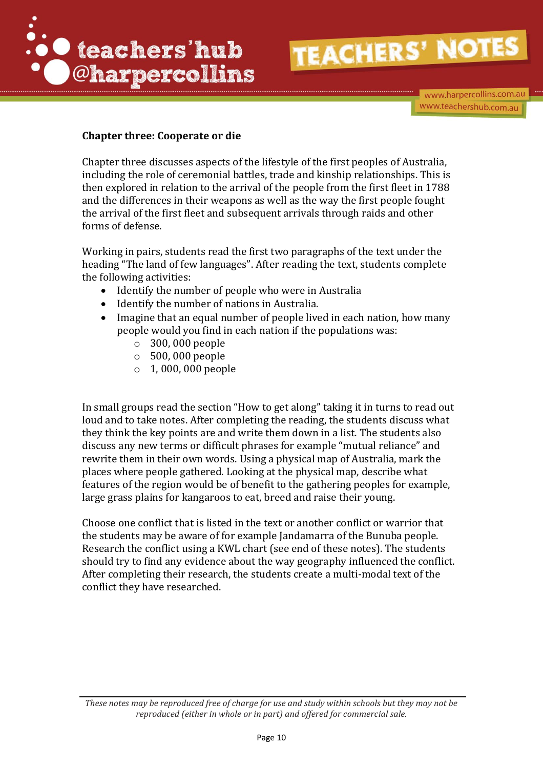**Chapter three: Cooperate or die**

Chapter three discusses aspects of the lifestyle of the first peoples of Australia, including the role of ceremonial battles, trade and kinship relationships. This is then explored in relation to the arrival of the people from the first fleet in 1788 and the differences in their weapons as well as the way the first people fought the arrival of the first fleet and subsequent arrivals through raids and other forms of defense.

Working in pairs, students read the first two paragraphs of the text under the heading "The land of few languages". After reading the text, students complete the following activities:

- Identify the number of people who were in Australia
- Identify the number of nations in Australia.
- Imagine that an equal number of people lived in each nation, how many people would you find in each nation if the populations was:
  - 300, 000 people
  - 500, 000 people
  - 1, 000, 000 people

In small groups read the section "How to get along" taking it in turns to read out loud and to take notes. After completing the reading, the students discuss what they think the key points are and write them down in a list. The students also discuss any new terms or difficult phrases for example "mutual reliance" and rewrite them in their own words. Using a physical map of Australia, mark the places where people gathered. Looking at the physical map, describe what features of the region would be of benefit to the gathering peoples for example, large grass plains for kangaroos to eat, breed and raise their young.

Choose one conflict that is listed in the text or another conflict or warrior that the students may be aware of for example Jandamarra of the Bunuba people. Research the conflict using a KWL chart (see end of these notes). The students should try to find any evidence about the way geography influenced the conflict. After completing their research, the students create a multi-modal text of the conflict they have researched.

*These notes may be reproduced free of charge for use and study within schools but they may not be reproduced (either in whole or in part) and offered for commercial sale.*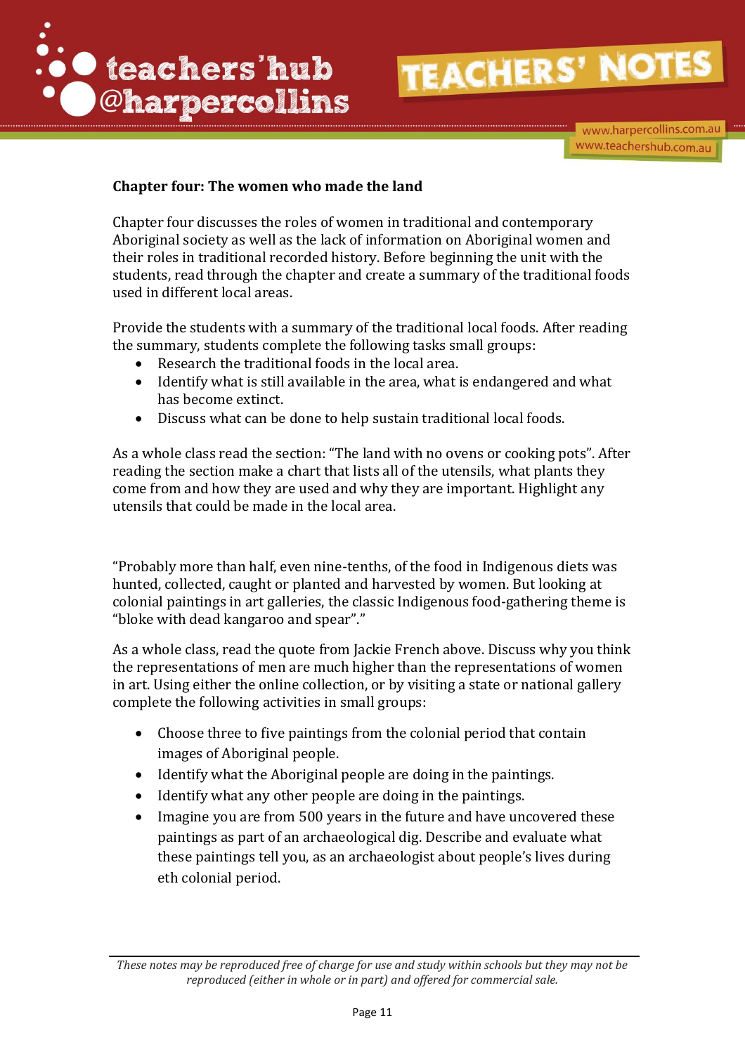## Chapter four: The women who made the land

Chapter four discusses the roles of women in traditional and contemporary Aboriginal society as well as the lack of information on Aboriginal women and their roles in traditional recorded history. Before beginning the unit with the students, read through the chapter and create a summary of the traditional foods used in different local areas.

Provide the students with a summary of the traditional local foods. After reading the summary, students complete the following tasks small groups:

- Research the traditional foods in the local area.
- Identify what is still available in the area, what is endangered and what has become extinct.
- Discuss what can be done to help sustain traditional local foods.

As a whole class read the section: "The land with no ovens or cooking pots". After reading the section make a chart that lists all of the utensils, what plants they come from and how they are used and why they are important. Highlight any utensils that could be made in the local area.

"Probably more than half, even nine-tenths, of the food in Indigenous diets was hunted, collected, caught or planted and harvested by women. But looking at colonial paintings in art galleries, the classic Indigenous food-gathering theme is "bloke with dead kangaroo and spear"."

As a whole class, read the quote from Jackie French above. Discuss why you think the representations of men are much higher than the representations of women in art. Using either the online collection, or by visiting a state or national gallery complete the following activities in small groups:

- Choose three to five paintings from the colonial period that contain images of Aboriginal people.
- Identify what the Aboriginal people are doing in the paintings.
- Identify what any other people are doing in the paintings.
- Imagine you are from 500 years in the future and have uncovered these paintings as part of an archaeological dig. Describe and evaluate what these paintings tell you, as an archaeologist about people's lives during eth colonial period.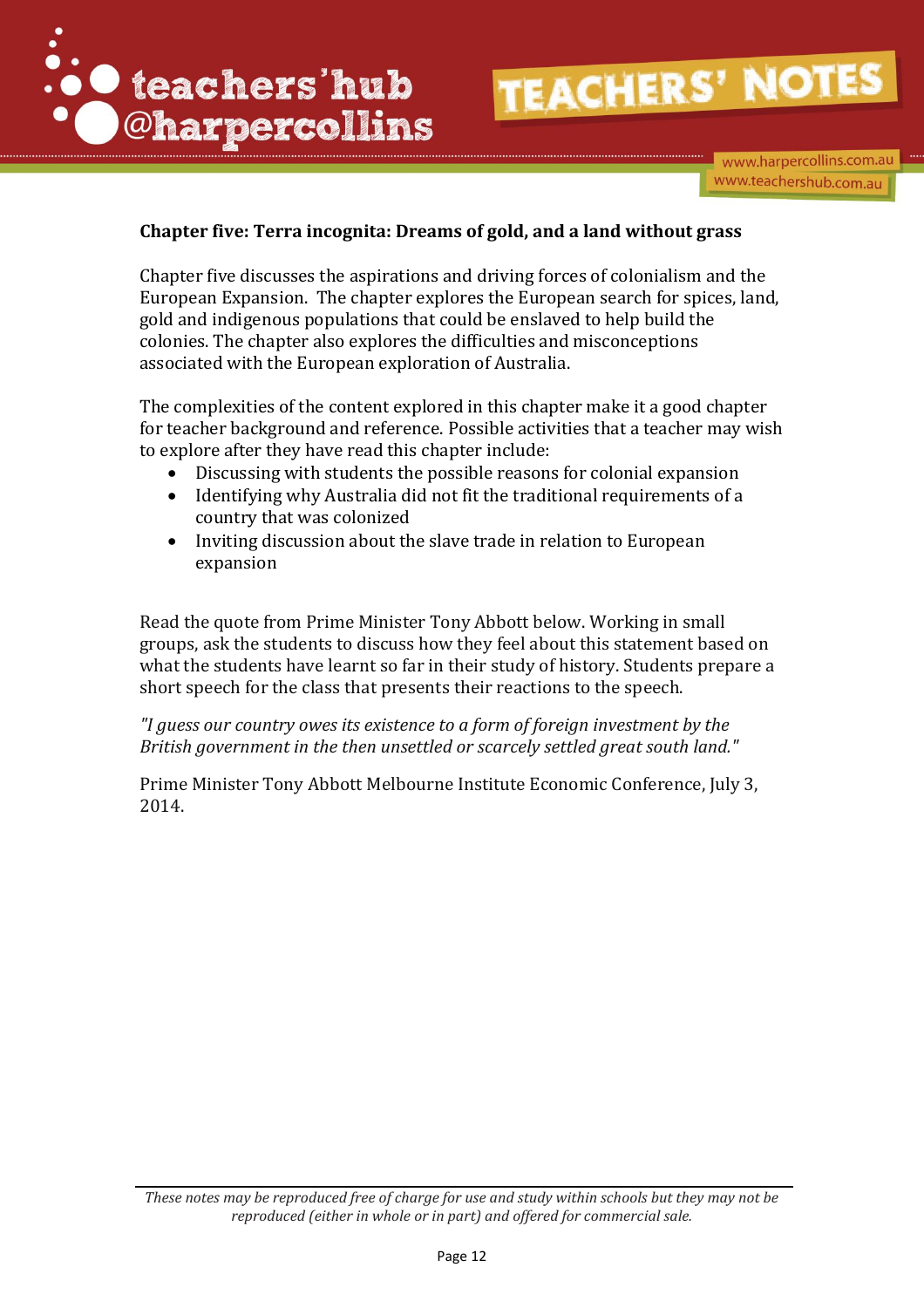**Chapter five: Terra incognita: Dreams of gold, and a land without grass**

Chapter five discusses the aspirations and driving forces of colonialism and the European Expansion. The chapter explores the European search for spices, land, gold and indigenous populations that could be enslaved to help build the colonies. The chapter also explores the difficulties and misconceptions associated with the European exploration of Australia.

The complexities of the content explored in this chapter make it a good chapter for teacher background and reference. Possible activities that a teacher may wish to explore after they have read this chapter include:

- Discussing with students the possible reasons for colonial expansion
- Identifying why Australia did not fit the traditional requirements of a country that was colonized
- Inviting discussion about the slave trade in relation to European expansion

Read the quote from Prime Minister Tony Abbott below. Working in small groups, ask the students to discuss how they feel about this statement based on what the students have learnt so far in their study of history. Students prepare a short speech for the class that presents their reactions to the speech.

*"I guess our country owes its existence to a form of foreign investment by the British government in the then unsettled or scarcely settled great south land."*

Prime Minister Tony Abbott Melbourne Institute Economic Conference, July 3, 2014.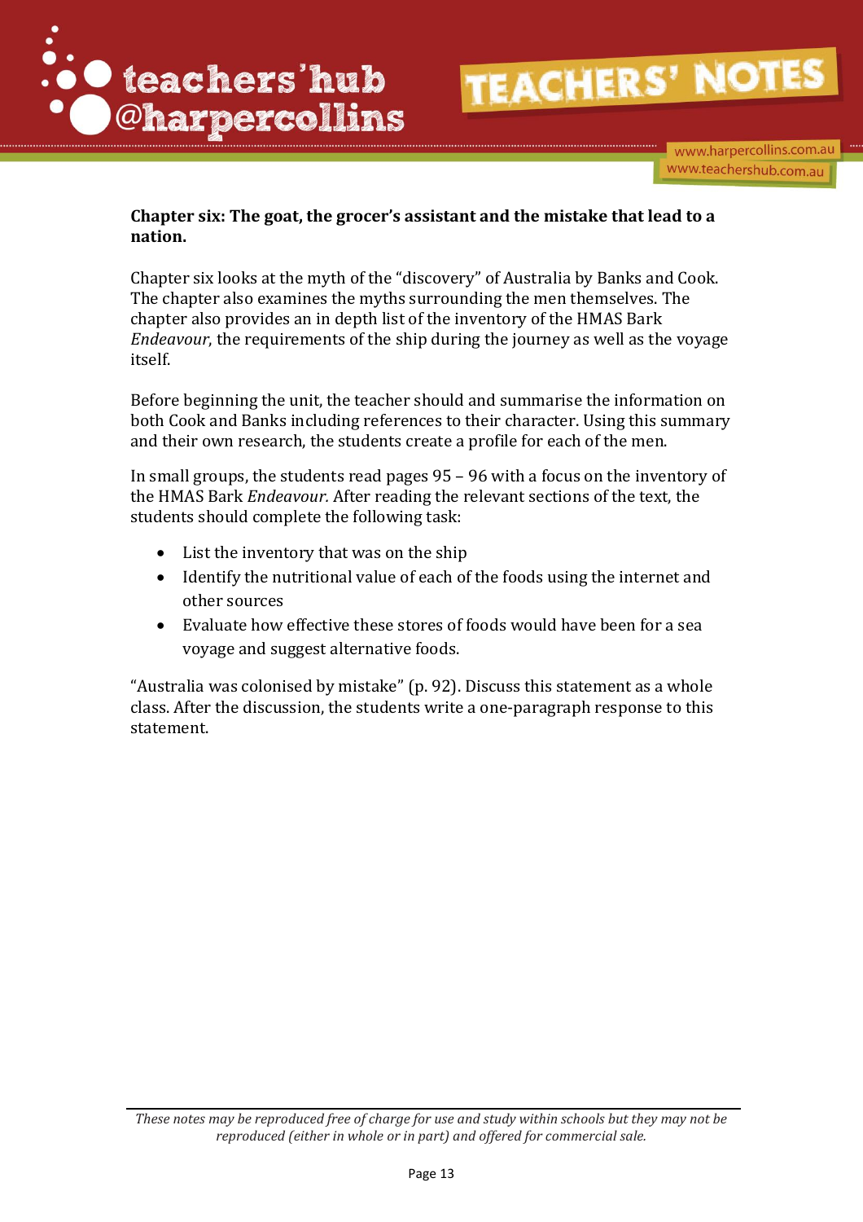**Chapter six: The goat, the grocer's assistant and the mistake that lead to a nation.**

Chapter six looks at the myth of the "discovery" of Australia by Banks and Cook. The chapter also examines the myths surrounding the men themselves. The chapter also provides an in depth list of the inventory of the HMAS Bark *Endeavour*, the requirements of the ship during the journey as well as the voyage itself.

Before beginning the unit, the teacher should and summarise the information on both Cook and Banks including references to their character. Using this summary and their own research, the students create a profile for each of the men.

In small groups, the students read pages 95 – 96 with a focus on the inventory of the HMAS Bark *Endeavour.* After reading the relevant sections of the text, the students should complete the following task:

- List the inventory that was on the ship
- Identify the nutritional value of each of the foods using the internet and other sources
- Evaluate how effective these stores of foods would have been for a sea voyage and suggest alternative foods.

"Australia was colonised by mistake" (p. 92). Discuss this statement as a whole class. After the discussion, the students write a one-paragraph response to this statement.

*These notes may be reproduced free of charge for use and study within schools but they may not be reproduced (either in whole or in part) and offered for commercial sale.*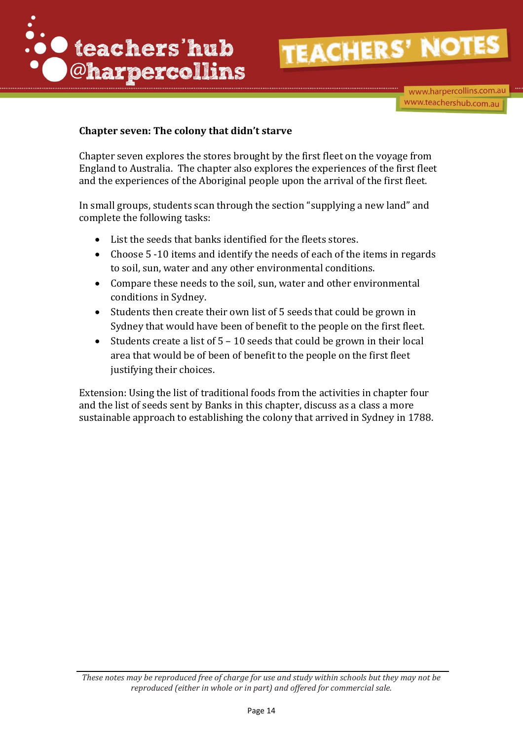**Chapter seven: The colony that didn't starve**

Chapter seven explores the stores brought by the first fleet on the voyage from England to Australia. The chapter also explores the experiences of the first fleet and the experiences of the Aboriginal people upon the arrival of the first fleet.

In small groups, students scan through the section "supplying a new land" and complete the following tasks:

- List the seeds that banks identified for the fleets stores.
- Choose 5 -10 items and identify the needs of each of the items in regards to soil, sun, water and any other environmental conditions.
- Compare these needs to the soil, sun, water and other environmental conditions in Sydney.
- Students then create their own list of 5 seeds that could be grown in Sydney that would have been of benefit to the people on the first fleet.
- Students create a list of 5 – 10 seeds that could be grown in their local area that would be of been of benefit to the people on the first fleet justifying their choices.

Extension: Using the list of traditional foods from the activities in chapter four and the list of seeds sent by Banks in this chapter, discuss as a class a more sustainable approach to establishing the colony that arrived in Sydney in 1788.

*These notes may be reproduced free of charge for use and study within schools but they may not be reproduced (either in whole or in part) and offered for commercial sale.*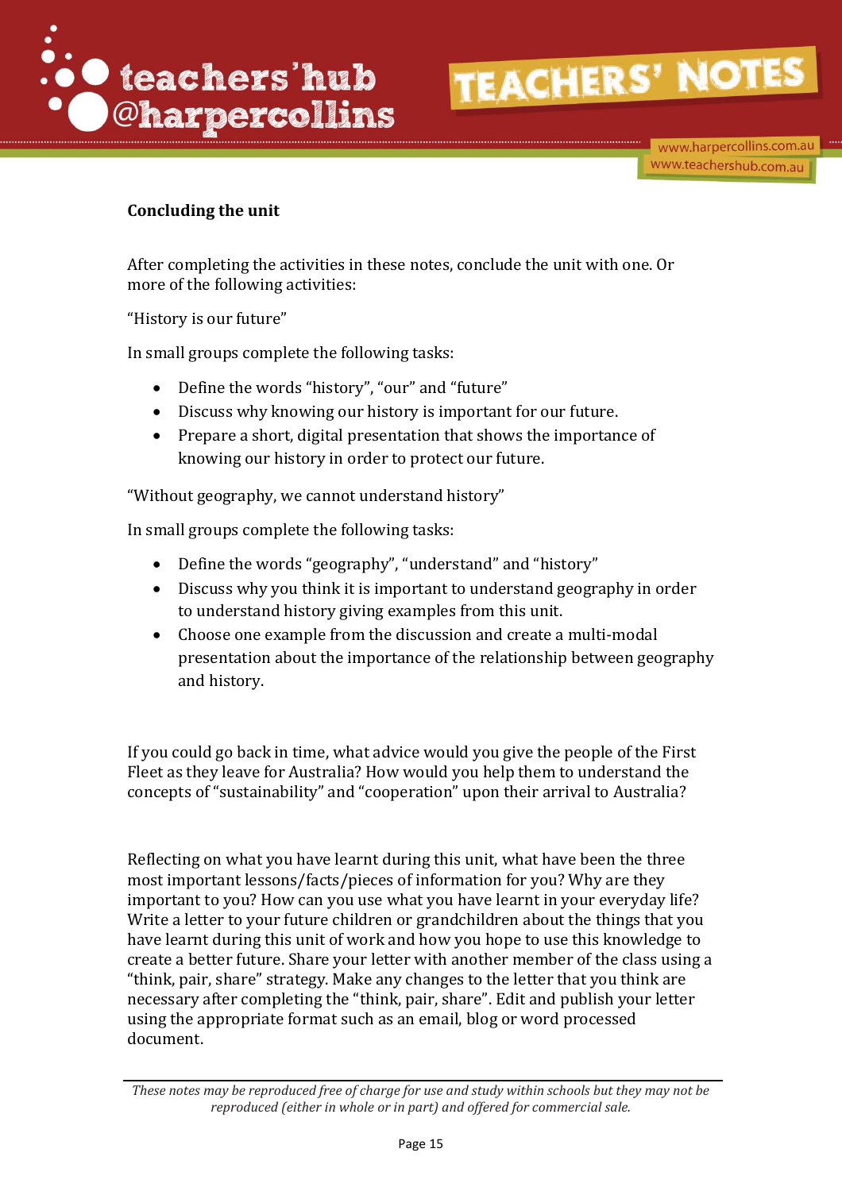## Concluding the unit

After completing the activities in these notes, conclude the unit with one. Or more of the following activities:

"History is our future"

In small groups complete the following tasks:

- Define the words "history", "our" and "future"
- Discuss why knowing our history is important for our future.
- Prepare a short, digital presentation that shows the importance of knowing our history in order to protect our future.

"Without geography, we cannot understand history"

In small groups complete the following tasks:

- Define the words "geography", "understand" and "history"
- Discuss why you think it is important to understand geography in order to understand history giving examples from this unit.
- Choose one example from the discussion and create a multi-modal presentation about the importance of the relationship between geography and history.

If you could go back in time, what advice would you give the people of the First Fleet as they leave for Australia? How would you help them to understand the concepts of "sustainability" and "cooperation" upon their arrival to Australia?

Reflecting on what you have learnt during this unit, what have been the three most important lessons/facts/pieces of information for you? Why are they important to you? How can you use what you have learnt in your everyday life? Write a letter to your future children or grandchildren about the things that you have learnt during this unit of work and how you hope to use this knowledge to create a better future. Share your letter with another member of the class using a "think, pair, share" strategy. Make any changes to the letter that you think are necessary after completing the "think, pair, share". Edit and publish your letter using the appropriate format such as an email, blog or word processed document.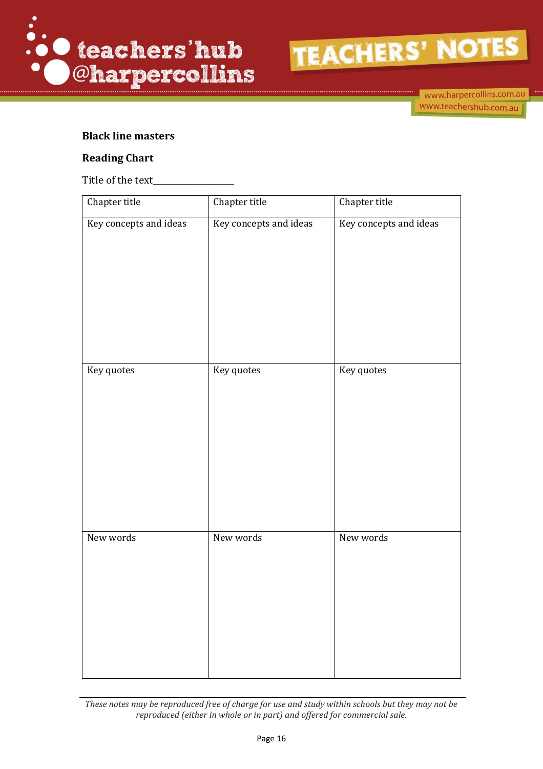**Black line masters**

**Reading Chart**

Title of the text_________________

| Chapter title | Chapter title | Chapter title |
| --- | --- | --- |
| Key concepts and ideas | Key concepts and ideas | Key concepts and ideas |
| Key quotes | Key quotes | Key quotes |
| New words | New words | New words |

*These notes may be reproduced free of charge for use and study within schools but they may not be reproduced (either in whole or in part) and offered for commercial sale.*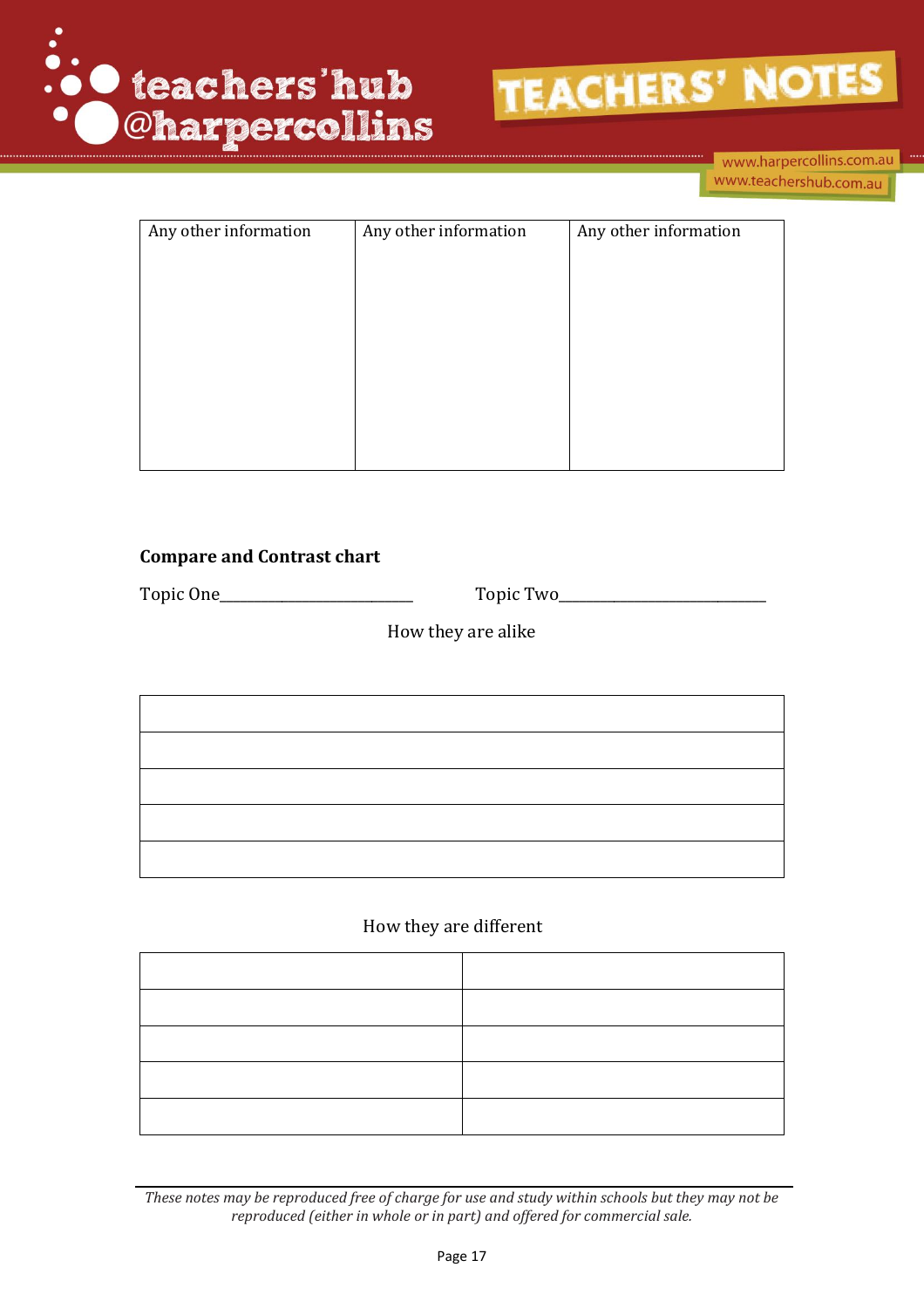| Any other information | Any other information | Any other information |
|---|---|---|
| | | |

**Compare and Contrast chart**

Topic One___________________________ Topic Two_____________________________

How they are alike

| |
|---|
| |
| |
| |
| |
| |

How they are different

| | |
|---|---|
| | |
| | |
| | |
| | |
| | |

*These notes may be reproduced free of charge for use and study within schools but they may not be reproduced (either in whole or in part) and offered for commercial sale.*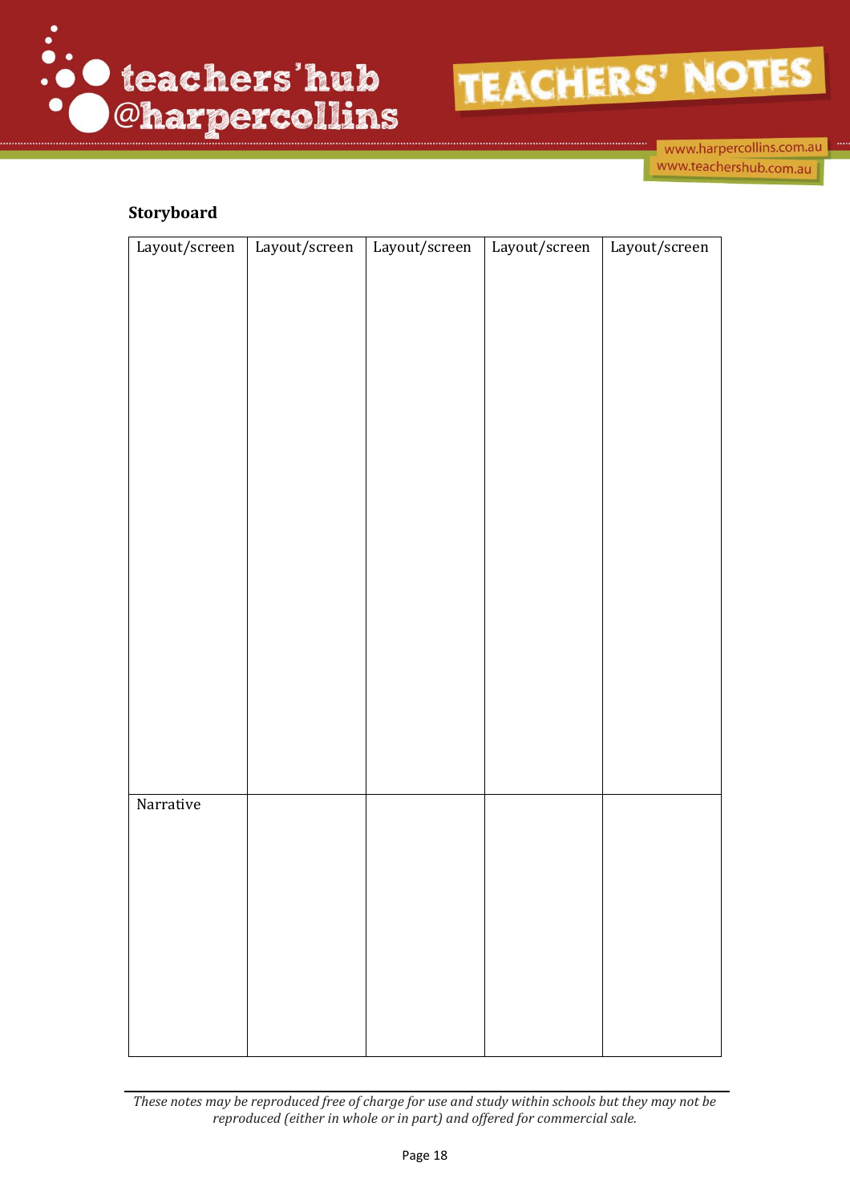**Storyboard**

| Layout/screen | Layout/screen | Layout/screen | Layout/screen | Layout/screen |
|---|---|---|---|---|
| | | | | |
| Narrative | | | | |

*These notes may be reproduced free of charge for use and study within schools but they may not be reproduced (either in whole or in part) and offered for commercial sale.*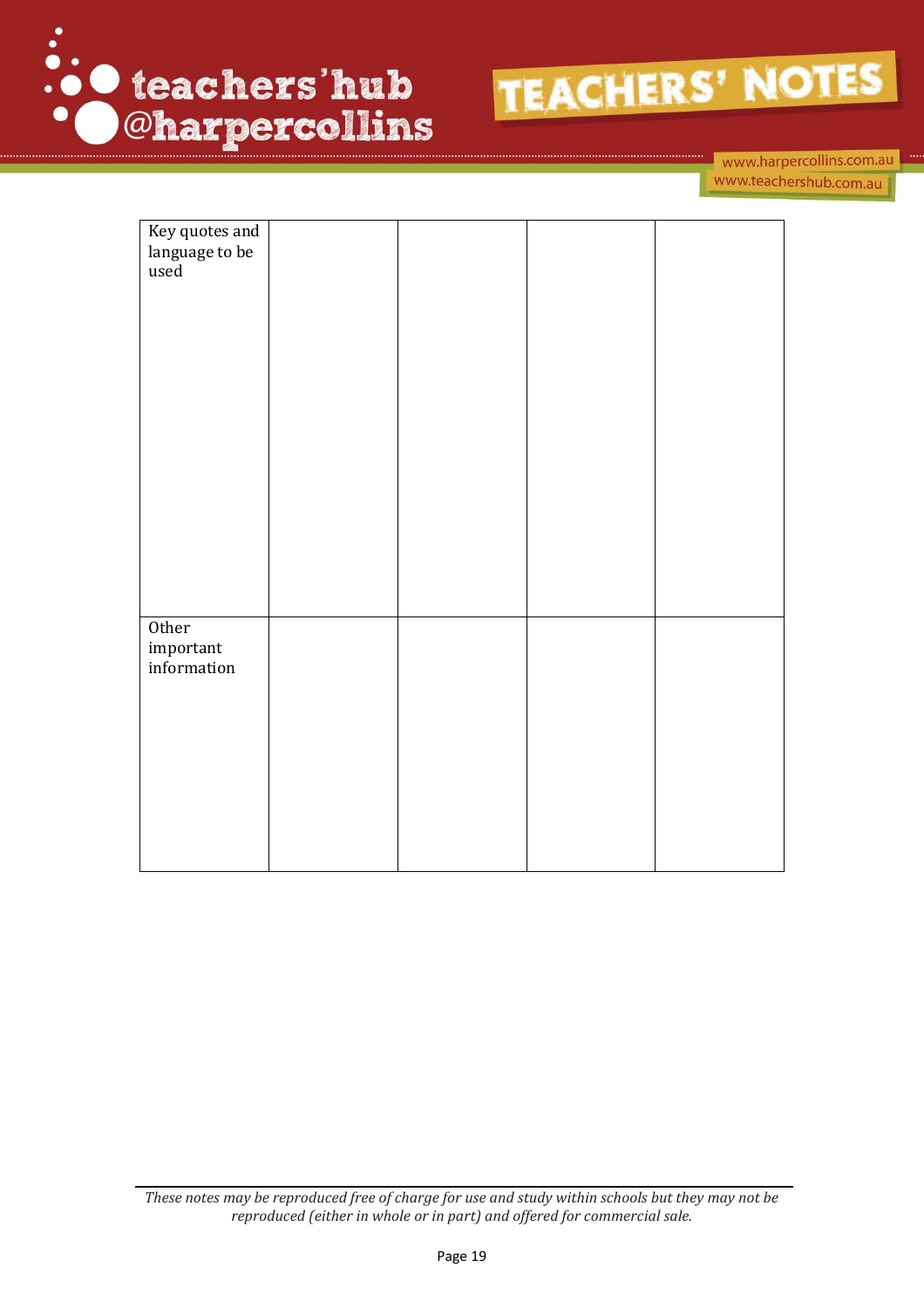| Key quotes and language to be used | | | | |
|---|---|---|---|---|
| Other important information | | | | |

These notes may be reproduced free of charge for use and study within schools but they may not be reproduced (either in whole or in part) and offered for commercial sale.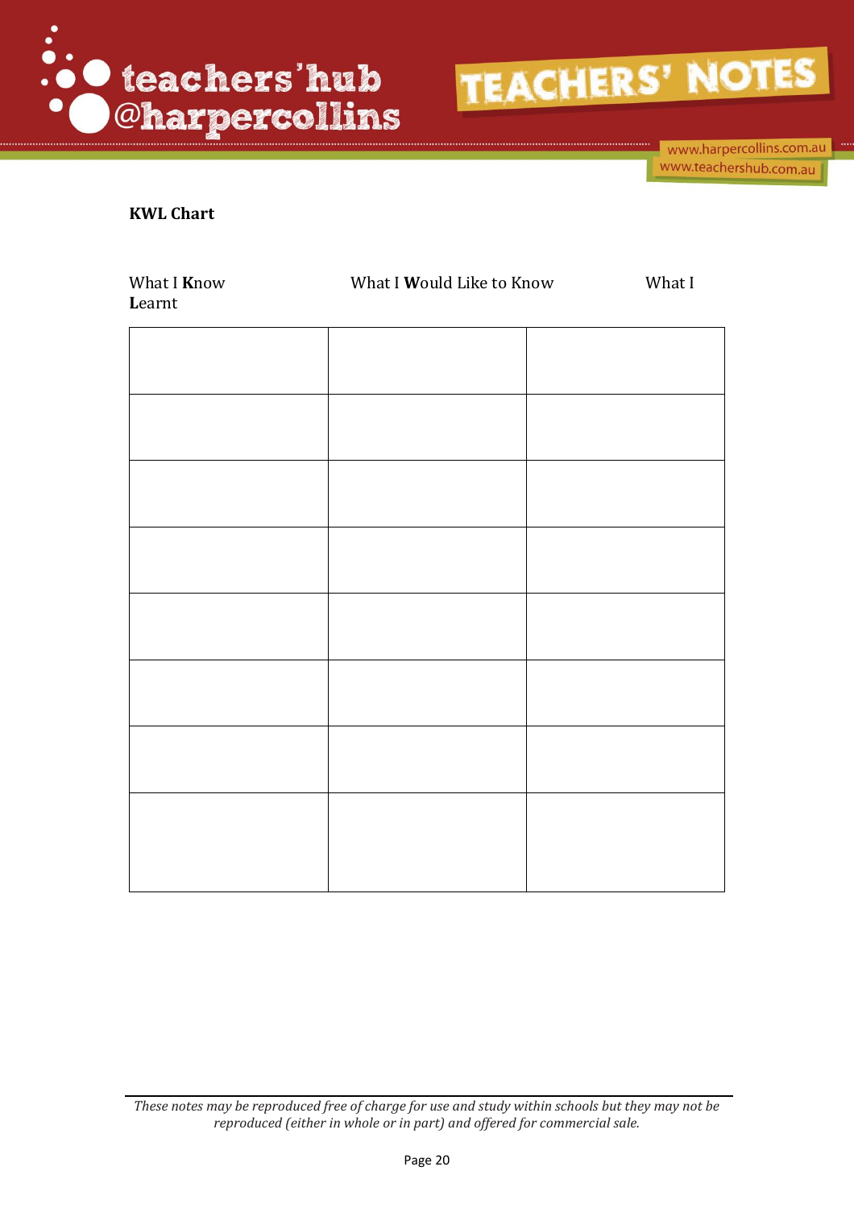**KWL Chart**

| What I **K**now | What I **W**ould Like to Know | What I **L**earnt |
|---|---|---|
| | | |
| | | |
| | | |
| | | |
| | | |
| | | |
| | | |
| | | |

*These notes may be reproduced free of charge for use and study within schools but they may not be reproduced (either in whole or in part) and offered for commercial sale.*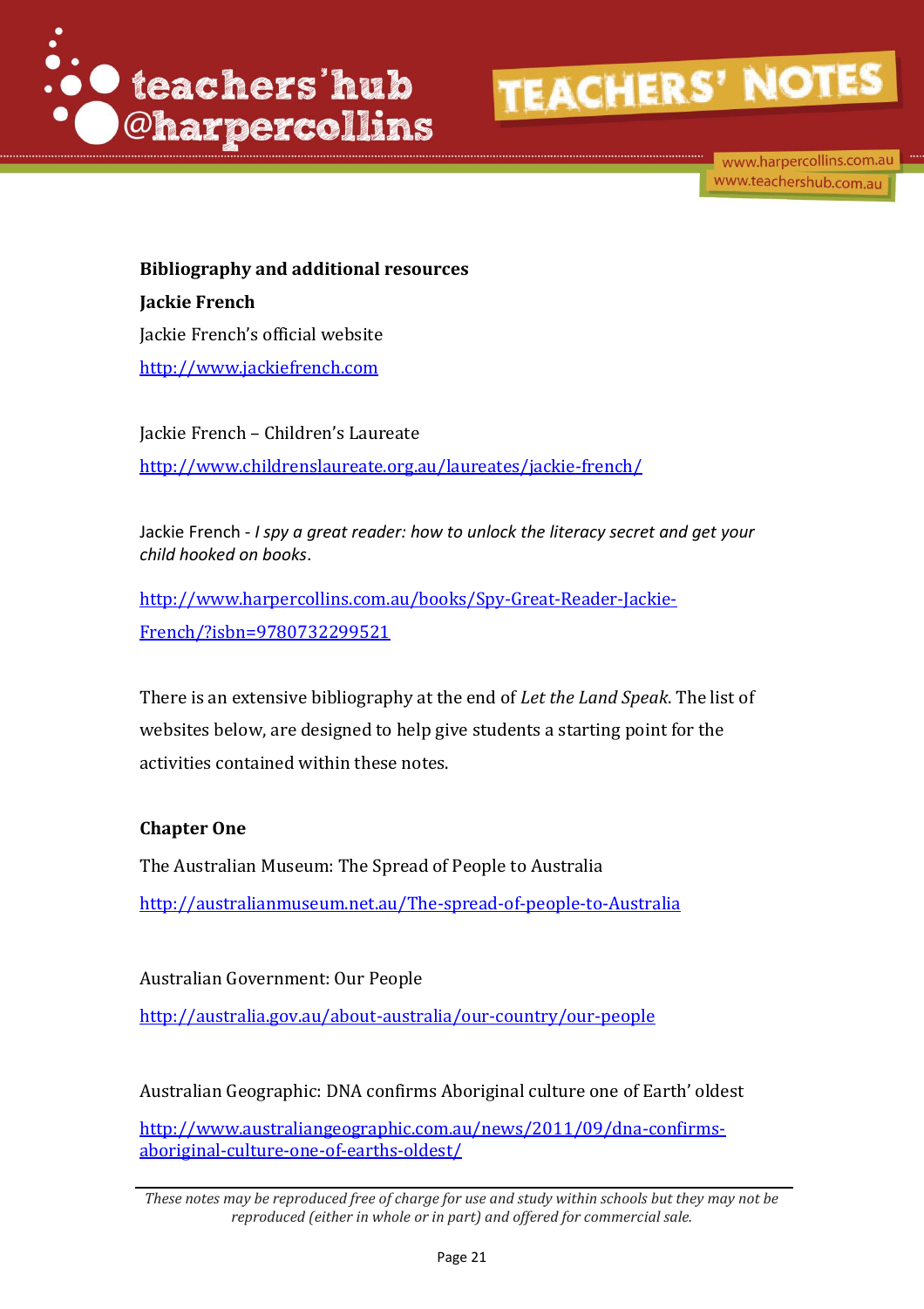**Bibliography and additional resources**

**Jackie French**

Jackie French's official website

http://www.jackiefrench.com

Jackie French – Children's Laureate

http://www.childrenslaureate.org.au/laureates/jackie-french/

Jackie French - *I spy a great reader: how to unlock the literacy secret and get your child hooked on books*.

http://www.harpercollins.com.au/books/Spy-Great-Reader-Jackie-French/?isbn=9780732299521

There is an extensive bibliography at the end of *Let the Land Speak*. The list of websites below, are designed to help give students a starting point for the activities contained within these notes.

**Chapter One**

The Australian Museum: The Spread of People to Australia

http://australianmuseum.net.au/The-spread-of-people-to-Australia

Australian Government: Our People

http://australia.gov.au/about-australia/our-country/our-people

Australian Geographic: DNA confirms Aboriginal culture one of Earth' oldest

http://www.australiangeographic.com.au/news/2011/09/dna-confirms-aboriginal-culture-one-of-earths-oldest/

*These notes may be reproduced free of charge for use and study within schools but they may not be reproduced (either in whole or in part) and offered for commercial sale.*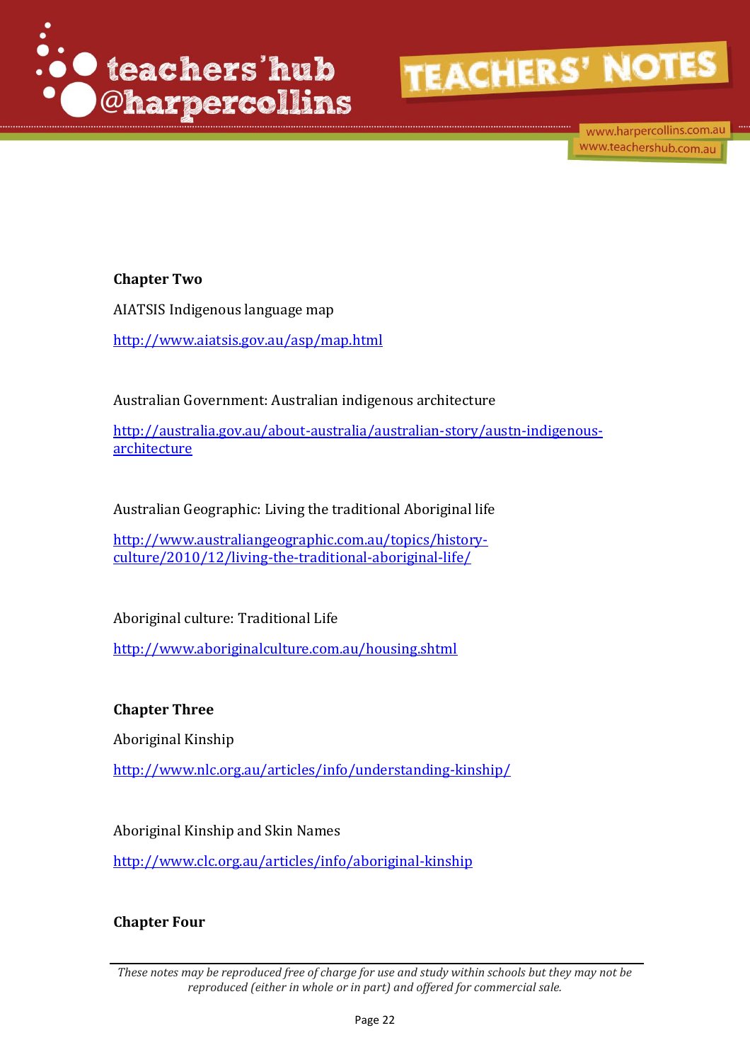**Chapter Two**

AIATSIS Indigenous language map

http://www.aiatsis.gov.au/asp/map.html

Australian Government: Australian indigenous architecture

http://australia.gov.au/about-australia/australian-story/austn-indigenous-architecture

Australian Geographic: Living the traditional Aboriginal life

http://www.australiangeographic.com.au/topics/history-culture/2010/12/living-the-traditional-aboriginal-life/

Aboriginal culture: Traditional Life

http://www.aboriginalculture.com.au/housing.shtml

**Chapter Three**

Aboriginal Kinship

http://www.nlc.org.au/articles/info/understanding-kinship/

Aboriginal Kinship and Skin Names

http://www.clc.org.au/articles/info/aboriginal-kinship

**Chapter Four**

*These notes may be reproduced free of charge for use and study within schools but they may not be reproduced (either in whole or in part) and offered for commercial sale.*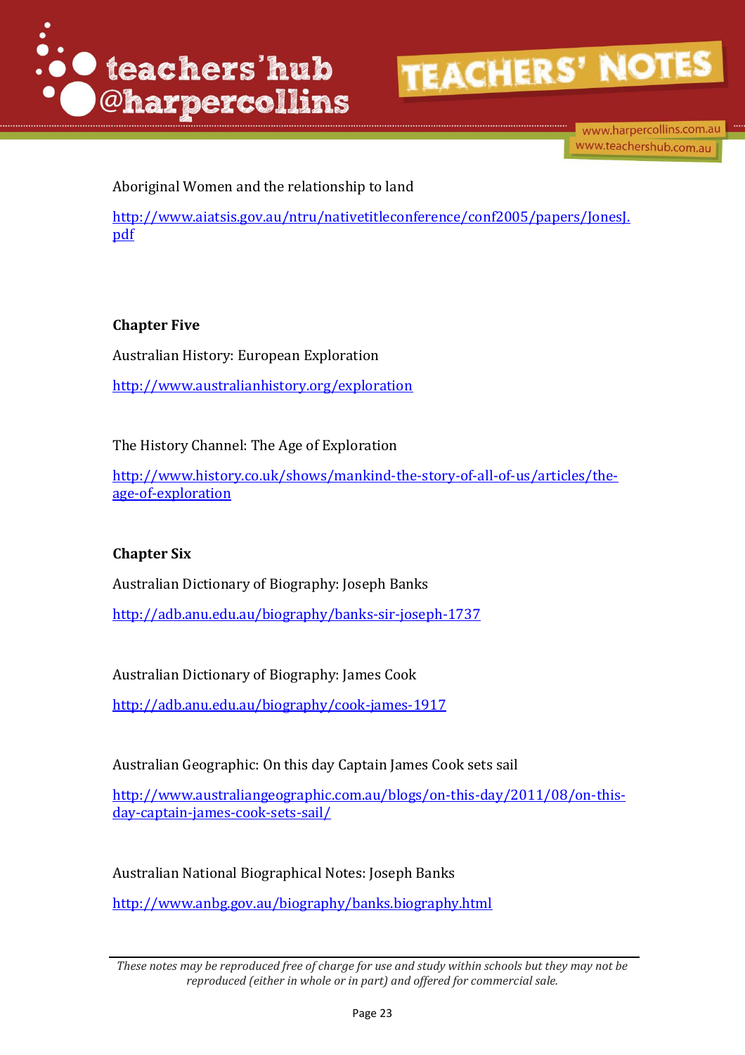Aboriginal Women and the relationship to land

http://www.aiatsis.gov.au/ntru/nativetitleconference/conf2005/papers/JonesJ.pdf

**Chapter Five**

Australian History: European Exploration

http://www.australianhistory.org/exploration

The History Channel: The Age of Exploration

http://www.history.co.uk/shows/mankind-the-story-of-all-of-us/articles/the-age-of-exploration

**Chapter Six**

Australian Dictionary of Biography: Joseph Banks

http://adb.anu.edu.au/biography/banks-sir-joseph-1737

Australian Dictionary of Biography: James Cook

http://adb.anu.edu.au/biography/cook-james-1917

Australian Geographic: On this day Captain James Cook sets sail

http://www.australiangeographic.com.au/blogs/on-this-day/2011/08/on-this-day-captain-james-cook-sets-sail/

Australian National Biographical Notes: Joseph Banks

http://www.anbg.gov.au/biography/banks.biography.html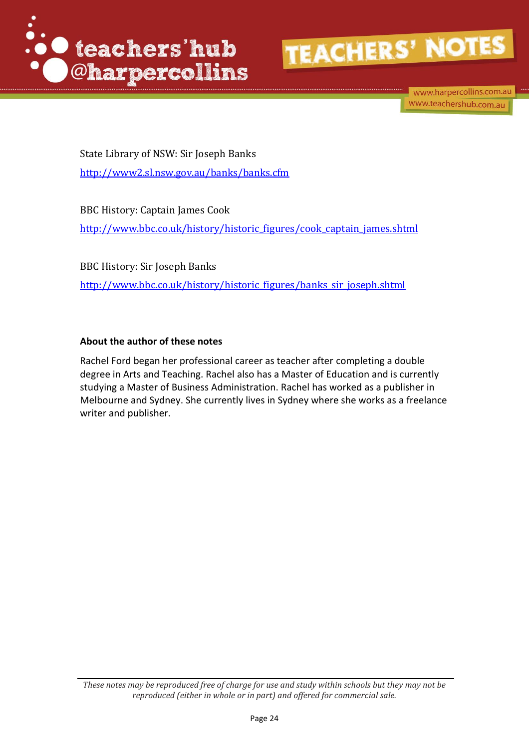State Library of NSW: Sir Joseph Banks

http://www2.sl.nsw.gov.au/banks/banks.cfm

BBC History: Captain James Cook

http://www.bbc.co.uk/history/historic_figures/cook_captain_james.shtml

BBC History: Sir Joseph Banks

http://www.bbc.co.uk/history/historic_figures/banks_sir_joseph.shtml

**About the author of these notes**

Rachel Ford began her professional career as teacher after completing a double degree in Arts and Teaching. Rachel also has a Master of Education and is currently studying a Master of Business Administration. Rachel has worked as a publisher in Melbourne and Sydney. She currently lives in Sydney where she works as a freelance writer and publisher.

*These notes may be reproduced free of charge for use and study within schools but they may not be reproduced (either in whole or in part) and offered for commercial sale.*